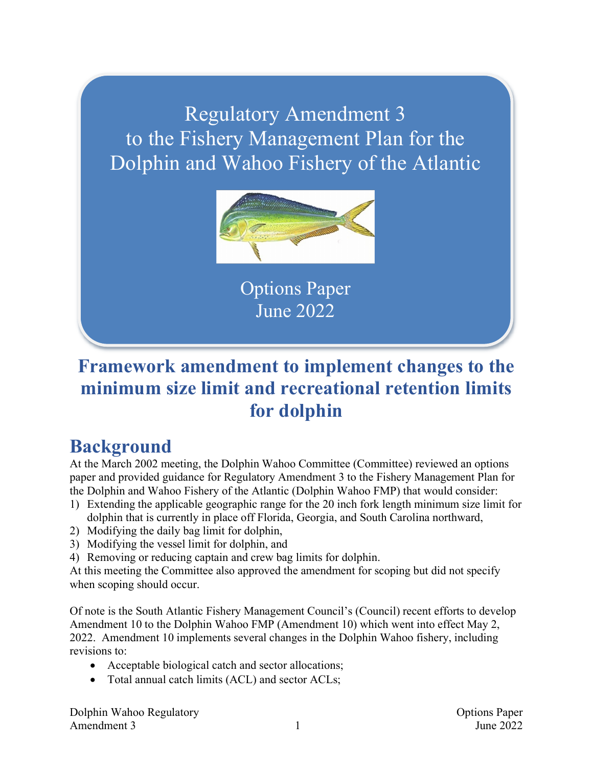# Regulatory Amendment 3 to the Fishery Management Plan for the Dolphin and Wahoo Fishery of the Atlantic

Options Paper
June 2022

## Framework amendment to implement changes to the minimum size limit and recreational retention limits for dolphin

## Background

At the March 2002 meeting, the Dolphin Wahoo Committee (Committee) reviewed an options paper and provided guidance for Regulatory Amendment 3 to the Fishery Management Plan for the Dolphin and Wahoo Fishery of the Atlantic (Dolphin Wahoo FMP) that would consider:

1) Extending the applicable geographic range for the 20 inch fork length minimum size limit for dolphin that is currently in place off Florida, Georgia, and South Carolina northward,
2) Modifying the daily bag limit for dolphin,
3) Modifying the vessel limit for dolphin, and
4) Removing or reducing captain and crew bag limits for dolphin.

At this meeting the Committee also approved the amendment for scoping but did not specify when scoping should occur.

Of note is the South Atlantic Fishery Management Council's (Council) recent efforts to develop Amendment 10 to the Dolphin Wahoo FMP (Amendment 10) which went into effect May 2, 2022. Amendment 10 implements several changes in the Dolphin Wahoo fishery, including revisions to:

- Acceptable biological catch and sector allocations;
- Total annual catch limits (ACL) and sector ACLs;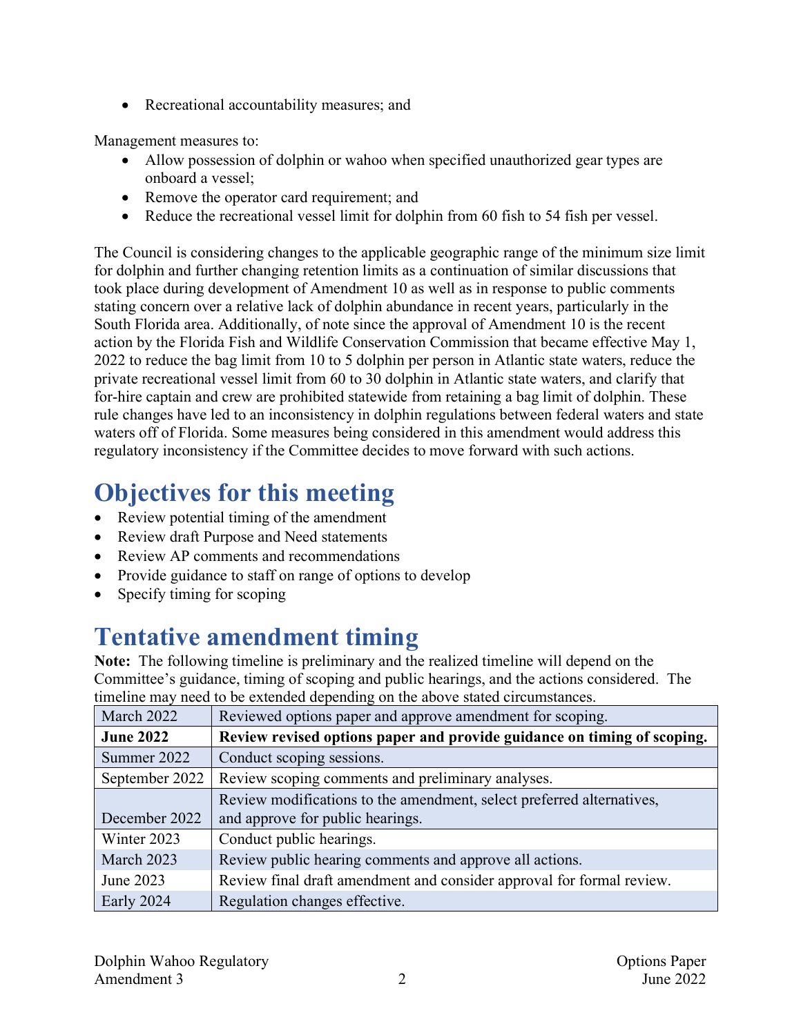- Recreational accountability measures; and

Management measures to:

- Allow possession of dolphin or wahoo when specified unauthorized gear types are onboard a vessel;
- Remove the operator card requirement; and
- Reduce the recreational vessel limit for dolphin from 60 fish to 54 fish per vessel.

The Council is considering changes to the applicable geographic range of the minimum size limit for dolphin and further changing retention limits as a continuation of similar discussions that took place during development of Amendment 10 as well as in response to public comments stating concern over a relative lack of dolphin abundance in recent years, particularly in the South Florida area. Additionally, of note since the approval of Amendment 10 is the recent action by the Florida Fish and Wildlife Conservation Commission that became effective May 1, 2022 to reduce the bag limit from 10 to 5 dolphin per person in Atlantic state waters, reduce the private recreational vessel limit from 60 to 30 dolphin in Atlantic state waters, and clarify that for-hire captain and crew are prohibited statewide from retaining a bag limit of dolphin. These rule changes have led to an inconsistency in dolphin regulations between federal waters and state waters off of Florida. Some measures being considered in this amendment would address this regulatory inconsistency if the Committee decides to move forward with such actions.

# Objectives for this meeting

- Review potential timing of the amendment
- Review draft Purpose and Need statements
- Review AP comments and recommendations
- Provide guidance to staff on range of options to develop
- Specify timing for scoping

# Tentative amendment timing

**Note:** The following timeline is preliminary and the realized timeline will depend on the Committee's guidance, timing of scoping and public hearings, and the actions considered. The timeline may need to be extended depending on the above stated circumstances.

| | |
|---|---|
| March 2022 | Reviewed options paper and approve amendment for scoping. |
| **June 2022** | **Review revised options paper and provide guidance on timing of scoping.** |
| Summer 2022 | Conduct scoping sessions. |
| September 2022 | Review scoping comments and preliminary analyses. |
| December 2022 | Review modifications to the amendment, select preferred alternatives, and approve for public hearings. |
| Winter 2023 | Conduct public hearings. |
| March 2023 | Review public hearing comments and approve all actions. |
| June 2023 | Review final draft amendment and consider approval for formal review. |
| Early 2024 | Regulation changes effective. |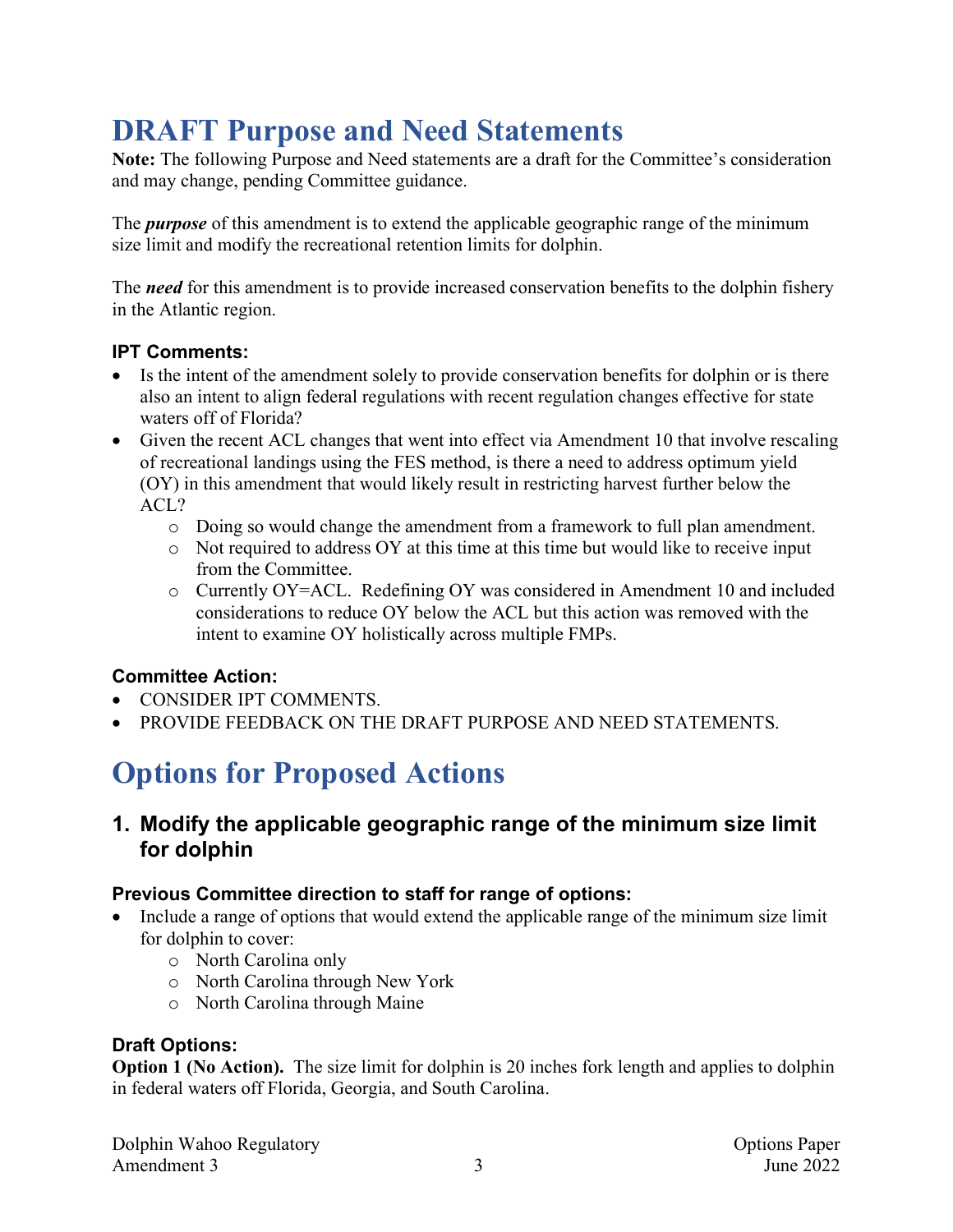# DRAFT Purpose and Need Statements

**Note:** The following Purpose and Need statements are a draft for the Committee's consideration and may change, pending Committee guidance.

The ***purpose*** of this amendment is to extend the applicable geographic range of the minimum size limit and modify the recreational retention limits for dolphin.

The ***need*** for this amendment is to provide increased conservation benefits to the dolphin fishery in the Atlantic region.

### IPT Comments:

- Is the intent of the amendment solely to provide conservation benefits for dolphin or is there also an intent to align federal regulations with recent regulation changes effective for state waters off of Florida?
- Given the recent ACL changes that went into effect via Amendment 10 that involve rescaling of recreational landings using the FES method, is there a need to address optimum yield (OY) in this amendment that would likely result in restricting harvest further below the ACL?
  - Doing so would change the amendment from a framework to full plan amendment.
  - Not required to address OY at this time at this time but would like to receive input from the Committee.
  - Currently OY=ACL. Redefining OY was considered in Amendment 10 and included considerations to reduce OY below the ACL but this action was removed with the intent to examine OY holistically across multiple FMPs.

### Committee Action:

- CONSIDER IPT COMMENTS.
- PROVIDE FEEDBACK ON THE DRAFT PURPOSE AND NEED STATEMENTS.

# Options for Proposed Actions

## 1. Modify the applicable geographic range of the minimum size limit for dolphin

### Previous Committee direction to staff for range of options:

- Include a range of options that would extend the applicable range of the minimum size limit for dolphin to cover:
  - North Carolina only
  - North Carolina through New York
  - North Carolina through Maine

### Draft Options:

**Option 1 (No Action).** The size limit for dolphin is 20 inches fork length and applies to dolphin in federal waters off Florida, Georgia, and South Carolina.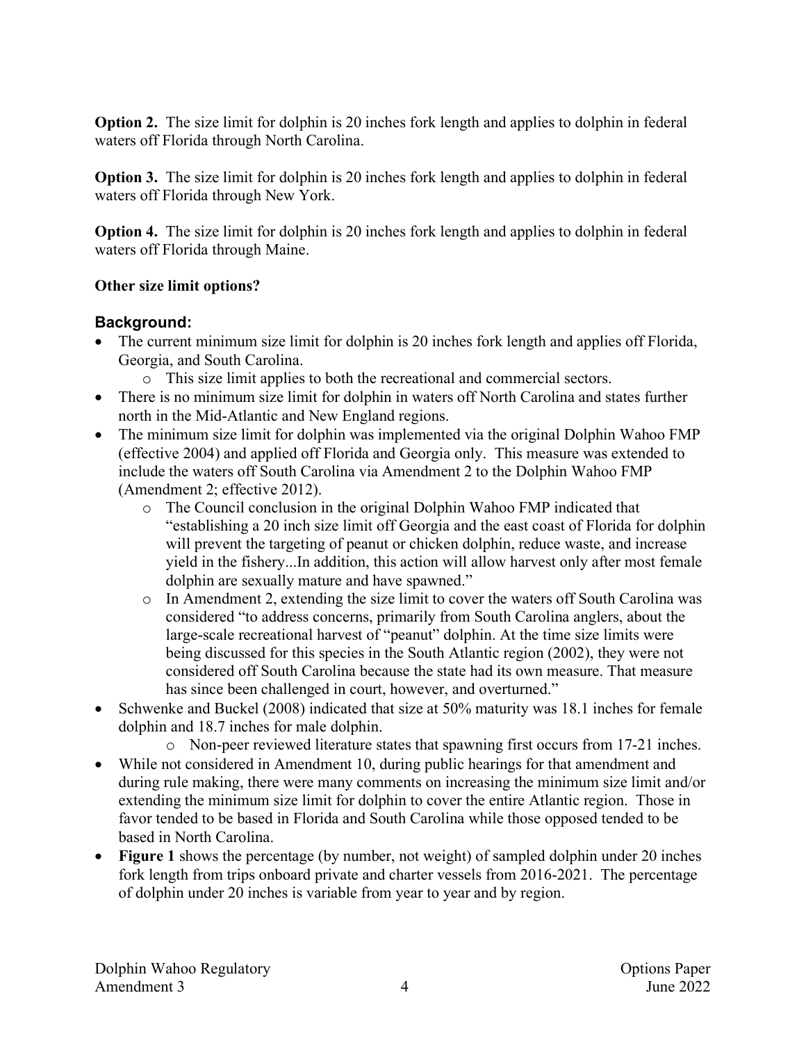**Option 2.** The size limit for dolphin is 20 inches fork length and applies to dolphin in federal waters off Florida through North Carolina.

**Option 3.** The size limit for dolphin is 20 inches fork length and applies to dolphin in federal waters off Florida through New York.

**Option 4.** The size limit for dolphin is 20 inches fork length and applies to dolphin in federal waters off Florida through Maine.

**Other size limit options?**

## Background:

- The current minimum size limit for dolphin is 20 inches fork length and applies off Florida, Georgia, and South Carolina.
    - This size limit applies to both the recreational and commercial sectors.
- There is no minimum size limit for dolphin in waters off North Carolina and states further north in the Mid-Atlantic and New England regions.
- The minimum size limit for dolphin was implemented via the original Dolphin Wahoo FMP (effective 2004) and applied off Florida and Georgia only. This measure was extended to include the waters off South Carolina via Amendment 2 to the Dolphin Wahoo FMP (Amendment 2; effective 2012).
    - The Council conclusion in the original Dolphin Wahoo FMP indicated that "establishing a 20 inch size limit off Georgia and the east coast of Florida for dolphin will prevent the targeting of peanut or chicken dolphin, reduce waste, and increase yield in the fishery...In addition, this action will allow harvest only after most female dolphin are sexually mature and have spawned."
    - In Amendment 2, extending the size limit to cover the waters off South Carolina was considered "to address concerns, primarily from South Carolina anglers, about the large-scale recreational harvest of "peanut" dolphin. At the time size limits were being discussed for this species in the South Atlantic region (2002), they were not considered off South Carolina because the state had its own measure. That measure has since been challenged in court, however, and overturned."
- Schwenke and Buckel (2008) indicated that size at 50% maturity was 18.1 inches for female dolphin and 18.7 inches for male dolphin.
    - Non-peer reviewed literature states that spawning first occurs from 17-21 inches.
- While not considered in Amendment 10, during public hearings for that amendment and during rule making, there were many comments on increasing the minimum size limit and/or extending the minimum size limit for dolphin to cover the entire Atlantic region. Those in favor tended to be based in Florida and South Carolina while those opposed tended to be based in North Carolina.
- **Figure 1** shows the percentage (by number, not weight) of sampled dolphin under 20 inches fork length from trips onboard private and charter vessels from 2016-2021. The percentage of dolphin under 20 inches is variable from year to year and by region.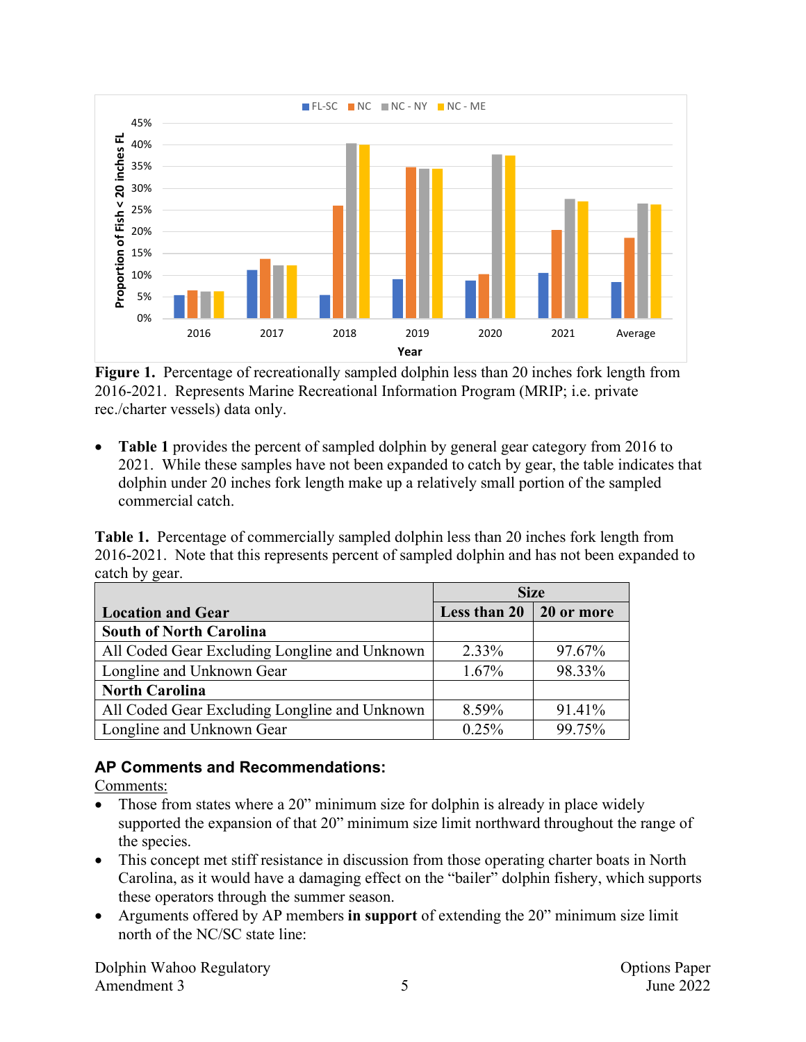**Figure 1.** Percentage of recreationally sampled dolphin less than 20 inches fork length from 2016-2021. Represents Marine Recreational Information Program (MRIP; i.e. private rec./charter vessels) data only.

- **Table 1** provides the percent of sampled dolphin by general gear category from 2016 to 2021. While these samples have not been expanded to catch by gear, the table indicates that dolphin under 20 inches fork length make up a relatively small portion of the sampled commercial catch.

**Table 1.** Percentage of commercially sampled dolphin less than 20 inches fork length from 2016-2021. Note that this represents percent of sampled dolphin and has not been expanded to catch by gear.

| Location and Gear | Size | |
|---|---|---|
| | **Less than 20** | **20 or more** |
| **South of North Carolina** | | |
| All Coded Gear Excluding Longline and Unknown | 2.33% | 97.67% |
| Longline and Unknown Gear | 1.67% | 98.33% |
| **North Carolina** | | |
| All Coded Gear Excluding Longline and Unknown | 8.59% | 91.41% |
| Longline and Unknown Gear | 0.25% | 99.75% |

## AP Comments and Recommendations:

Comments:

- Those from states where a 20" minimum size for dolphin is already in place widely supported the expansion of that 20" minimum size limit northward throughout the range of the species.
- This concept met stiff resistance in discussion from those operating charter boats in North Carolina, as it would have a damaging effect on the "bailer" dolphin fishery, which supports these operators through the summer season.
- Arguments offered by AP members **in support** of extending the 20" minimum size limit north of the NC/SC state line: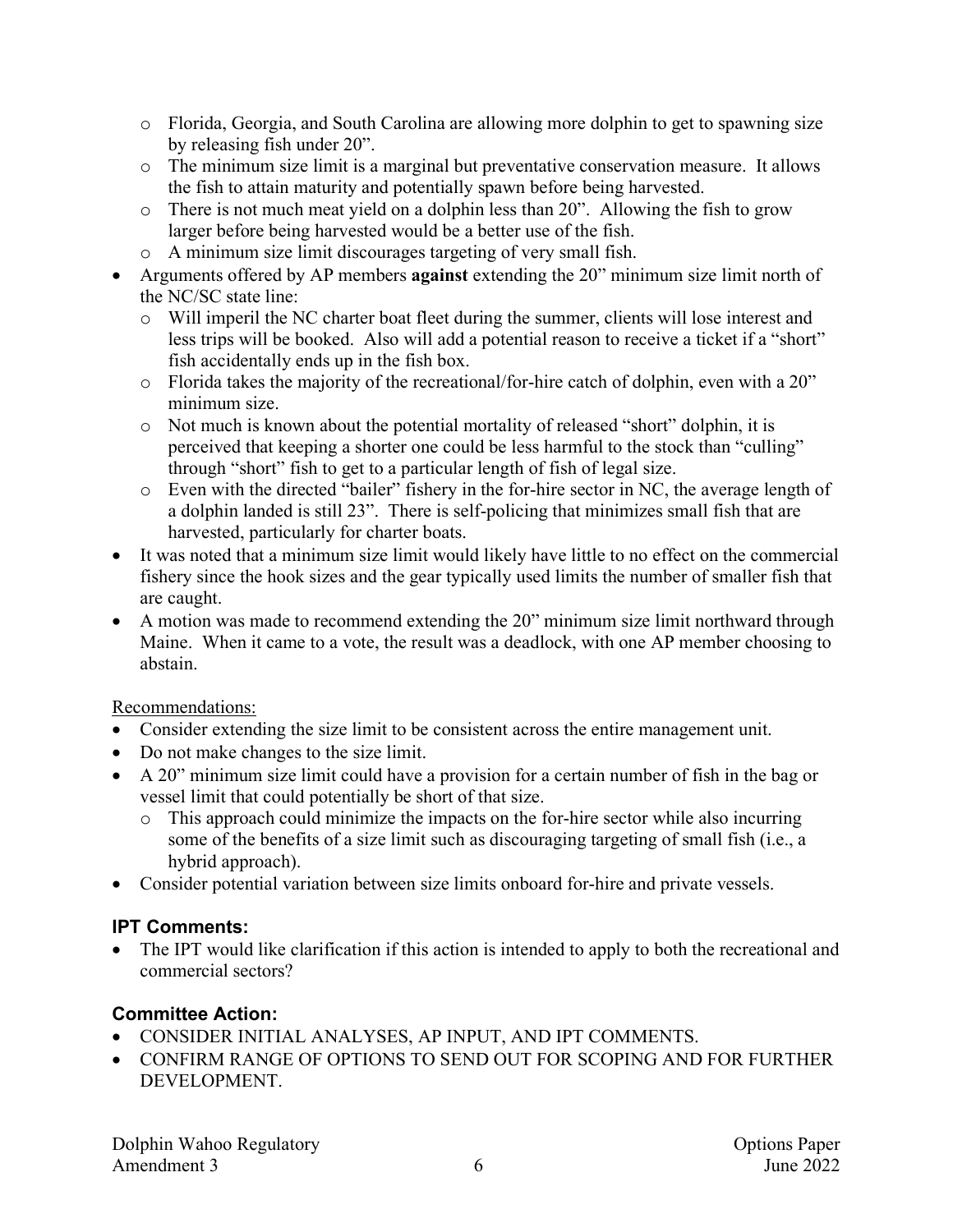- Florida, Georgia, and South Carolina are allowing more dolphin to get to spawning size by releasing fish under 20".
  - The minimum size limit is a marginal but preventative conservation measure. It allows the fish to attain maturity and potentially spawn before being harvested.
  - There is not much meat yield on a dolphin less than 20". Allowing the fish to grow larger before being harvested would be a better use of the fish.
  - A minimum size limit discourages targeting of very small fish.
- Arguments offered by AP members **against** extending the 20" minimum size limit north of the NC/SC state line:
  - Will imperil the NC charter boat fleet during the summer, clients will lose interest and less trips will be booked. Also will add a potential reason to receive a ticket if a "short" fish accidentally ends up in the fish box.
  - Florida takes the majority of the recreational/for-hire catch of dolphin, even with a 20" minimum size.
  - Not much is known about the potential mortality of released "short" dolphin, it is perceived that keeping a shorter one could be less harmful to the stock than "culling" through "short" fish to get to a particular length of fish of legal size.
  - Even with the directed "bailer" fishery in the for-hire sector in NC, the average length of a dolphin landed is still 23". There is self-policing that minimizes small fish that are harvested, particularly for charter boats.
- It was noted that a minimum size limit would likely have little to no effect on the commercial fishery since the hook sizes and the gear typically used limits the number of smaller fish that are caught.
- A motion was made to recommend extending the 20" minimum size limit northward through Maine. When it came to a vote, the result was a deadlock, with one AP member choosing to abstain.

Recommendations:

- Consider extending the size limit to be consistent across the entire management unit.
- Do not make changes to the size limit.
- A 20" minimum size limit could have a provision for a certain number of fish in the bag or vessel limit that could potentially be short of that size.
  - This approach could minimize the impacts on the for-hire sector while also incurring some of the benefits of a size limit such as discouraging targeting of small fish (i.e., a hybrid approach).
- Consider potential variation between size limits onboard for-hire and private vessels.

## IPT Comments:

- The IPT would like clarification if this action is intended to apply to both the recreational and commercial sectors?

## Committee Action:

- CONSIDER INITIAL ANALYSES, AP INPUT, AND IPT COMMENTS.
- CONFIRM RANGE OF OPTIONS TO SEND OUT FOR SCOPING AND FOR FURTHER DEVELOPMENT.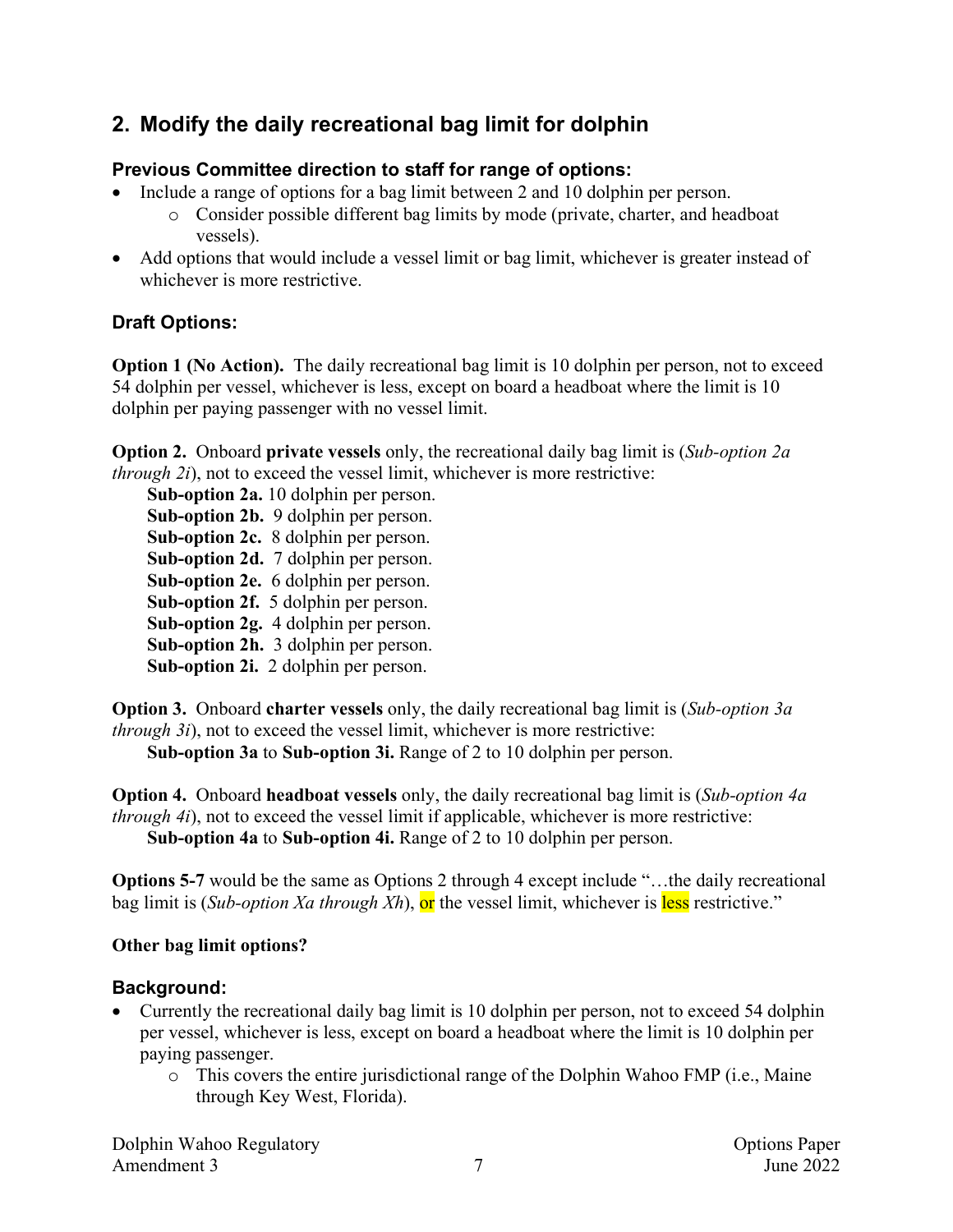## 2. Modify the daily recreational bag limit for dolphin

### Previous Committee direction to staff for range of options:

- Include a range of options for a bag limit between 2 and 10 dolphin per person.
  - Consider possible different bag limits by mode (private, charter, and headboat vessels).
- Add options that would include a vessel limit or bag limit, whichever is greater instead of whichever is more restrictive.

### Draft Options:

**Option 1 (No Action).** The daily recreational bag limit is 10 dolphin per person, not to exceed 54 dolphin per vessel, whichever is less, except on board a headboat where the limit is 10 dolphin per paying passenger with no vessel limit.

**Option 2.** Onboard **private vessels** only, the recreational daily bag limit is (*Sub-option 2a through 2i*), not to exceed the vessel limit, whichever is more restrictive:

- **Sub-option 2a.** 10 dolphin per person.
- **Sub-option 2b.** 9 dolphin per person.
- **Sub-option 2c.** 8 dolphin per person.
- **Sub-option 2d.** 7 dolphin per person.
- **Sub-option 2e.** 6 dolphin per person.
- **Sub-option 2f.** 5 dolphin per person.
- **Sub-option 2g.** 4 dolphin per person.
- **Sub-option 2h.** 3 dolphin per person.
- **Sub-option 2i.** 2 dolphin per person.

**Option 3.** Onboard **charter vessels** only, the daily recreational bag limit is (*Sub-option 3a through 3i*), not to exceed the vessel limit, whichever is more restrictive:

- **Sub-option 3a** to **Sub-option 3i.** Range of 2 to 10 dolphin per person.

**Option 4.** Onboard **headboat vessels** only, the daily recreational bag limit is (*Sub-option 4a through 4i*), not to exceed the vessel limit if applicable, whichever is more restrictive:

- **Sub-option 4a** to **Sub-option 4i.** Range of 2 to 10 dolphin per person.

**Options 5-7** would be the same as Options 2 through 4 except include "…the daily recreational bag limit is (*Sub-option Xa through Xh*), or the vessel limit, whichever is less restrictive."

**Other bag limit options?**

### Background:

- Currently the recreational daily bag limit is 10 dolphin per person, not to exceed 54 dolphin per vessel, whichever is less, except on board a headboat where the limit is 10 dolphin per paying passenger.
  - This covers the entire jurisdictional range of the Dolphin Wahoo FMP (i.e., Maine through Key West, Florida).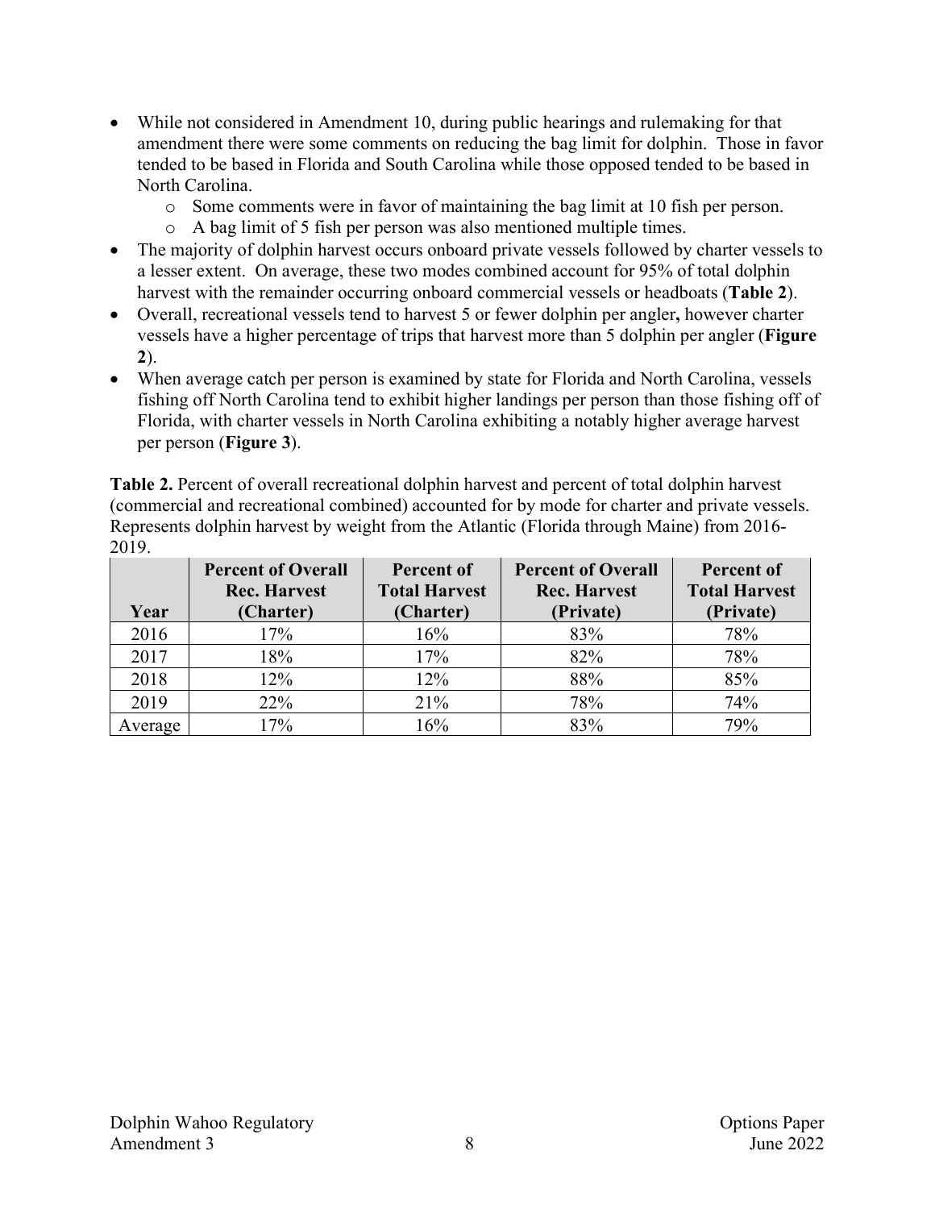- While not considered in Amendment 10, during public hearings and rulemaking for that amendment there were some comments on reducing the bag limit for dolphin. Those in favor tended to be based in Florida and South Carolina while those opposed tended to be based in North Carolina.
  - Some comments were in favor of maintaining the bag limit at 10 fish per person.
  - A bag limit of 5 fish per person was also mentioned multiple times.
- The majority of dolphin harvest occurs onboard private vessels followed by charter vessels to a lesser extent. On average, these two modes combined account for 95% of total dolphin harvest with the remainder occurring onboard commercial vessels or headboats (**Table 2**).
- Overall, recreational vessels tend to harvest 5 or fewer dolphin per angler**,** however charter vessels have a higher percentage of trips that harvest more than 5 dolphin per angler (**Figure 2**).
- When average catch per person is examined by state for Florida and North Carolina, vessels fishing off North Carolina tend to exhibit higher landings per person than those fishing off of Florida, with charter vessels in North Carolina exhibiting a notably higher average harvest per person (**Figure 3**).

**Table 2.** Percent of overall recreational dolphin harvest and percent of total dolphin harvest (commercial and recreational combined) accounted for by mode for charter and private vessels. Represents dolphin harvest by weight from the Atlantic (Florida through Maine) from 2016-2019.

| Year | Percent of Overall Rec. Harvest (Charter) | Percent of Total Harvest (Charter) | Percent of Overall Rec. Harvest (Private) | Percent of Total Harvest (Private) |
|---|---|---|---|---|
| 2016 | 17% | 16% | 83% | 78% |
| 2017 | 18% | 17% | 82% | 78% |
| 2018 | 12% | 12% | 88% | 85% |
| 2019 | 22% | 21% | 78% | 74% |
| Average | 17% | 16% | 83% | 79% |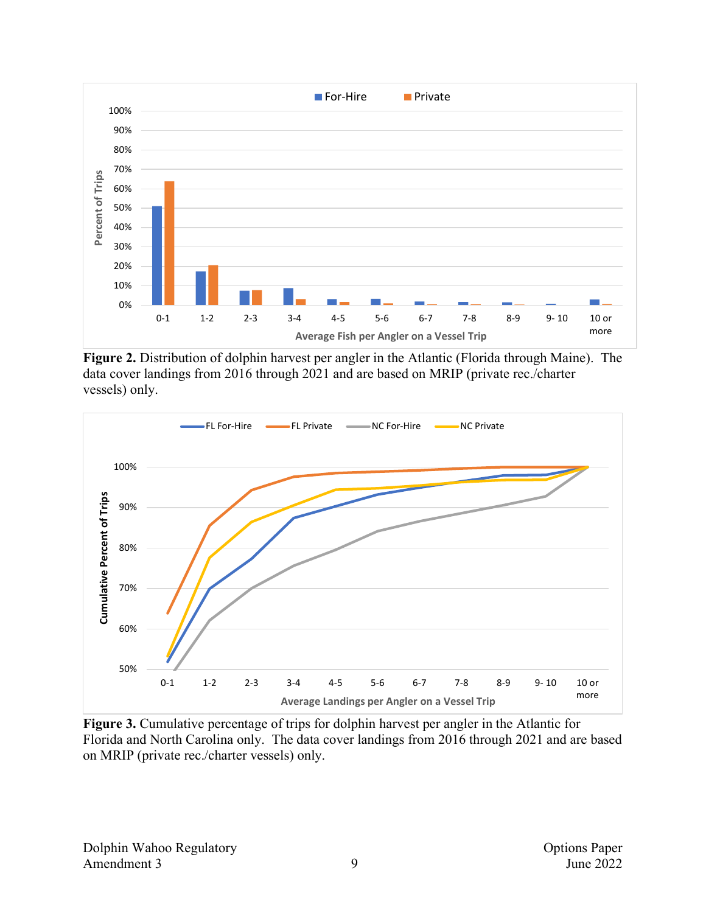**Figure 2.** Distribution of dolphin harvest per angler in the Atlantic (Florida through Maine). The data cover landings from 2016 through 2021 and are based on MRIP (private rec./charter vessels) only.

**Figure 3.** Cumulative percentage of trips for dolphin harvest per angler in the Atlantic for Florida and North Carolina only. The data cover landings from 2016 through 2021 and are based on MRIP (private rec./charter vessels) only.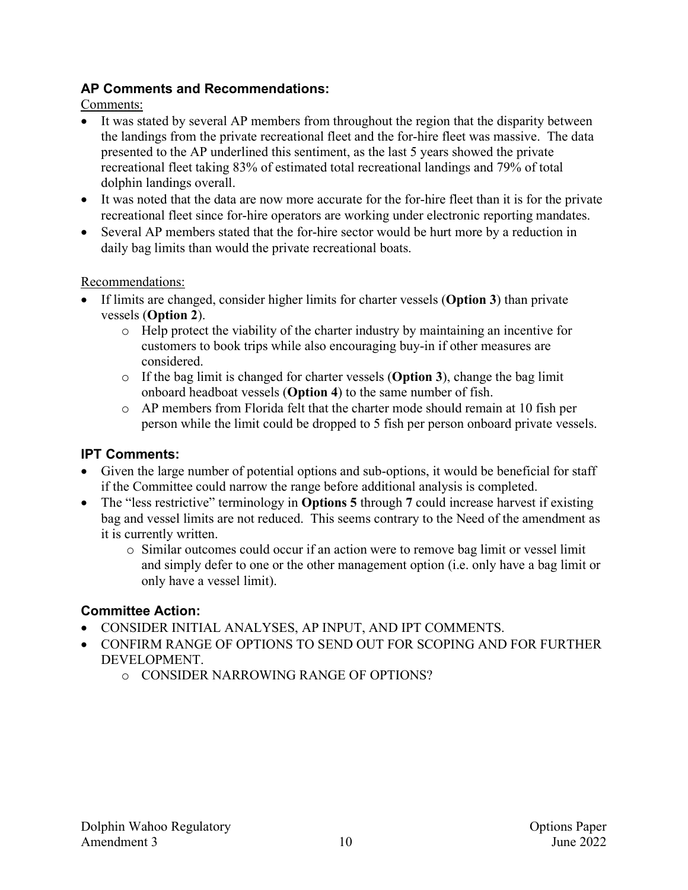### AP Comments and Recommendations:

Comments:

- It was stated by several AP members from throughout the region that the disparity between the landings from the private recreational fleet and the for-hire fleet was massive. The data presented to the AP underlined this sentiment, as the last 5 years showed the private recreational fleet taking 83% of estimated total recreational landings and 79% of total dolphin landings overall.
- It was noted that the data are now more accurate for the for-hire fleet than it is for the private recreational fleet since for-hire operators are working under electronic reporting mandates.
- Several AP members stated that the for-hire sector would be hurt more by a reduction in daily bag limits than would the private recreational boats.

Recommendations:

- If limits are changed, consider higher limits for charter vessels (**Option 3**) than private vessels (**Option 2**).
    - Help protect the viability of the charter industry by maintaining an incentive for customers to book trips while also encouraging buy-in if other measures are considered.
    - If the bag limit is changed for charter vessels (**Option 3**), change the bag limit onboard headboat vessels (**Option 4**) to the same number of fish.
    - AP members from Florida felt that the charter mode should remain at 10 fish per person while the limit could be dropped to 5 fish per person onboard private vessels.

### IPT Comments:

- Given the large number of potential options and sub-options, it would be beneficial for staff if the Committee could narrow the range before additional analysis is completed.
- The "less restrictive" terminology in **Options 5** through **7** could increase harvest if existing bag and vessel limits are not reduced. This seems contrary to the Need of the amendment as it is currently written.
    - Similar outcomes could occur if an action were to remove bag limit or vessel limit and simply defer to one or the other management option (i.e. only have a bag limit or only have a vessel limit).

### Committee Action:

- CONSIDER INITIAL ANALYSES, AP INPUT, AND IPT COMMENTS.
- CONFIRM RANGE OF OPTIONS TO SEND OUT FOR SCOPING AND FOR FURTHER DEVELOPMENT.
    - CONSIDER NARROWING RANGE OF OPTIONS?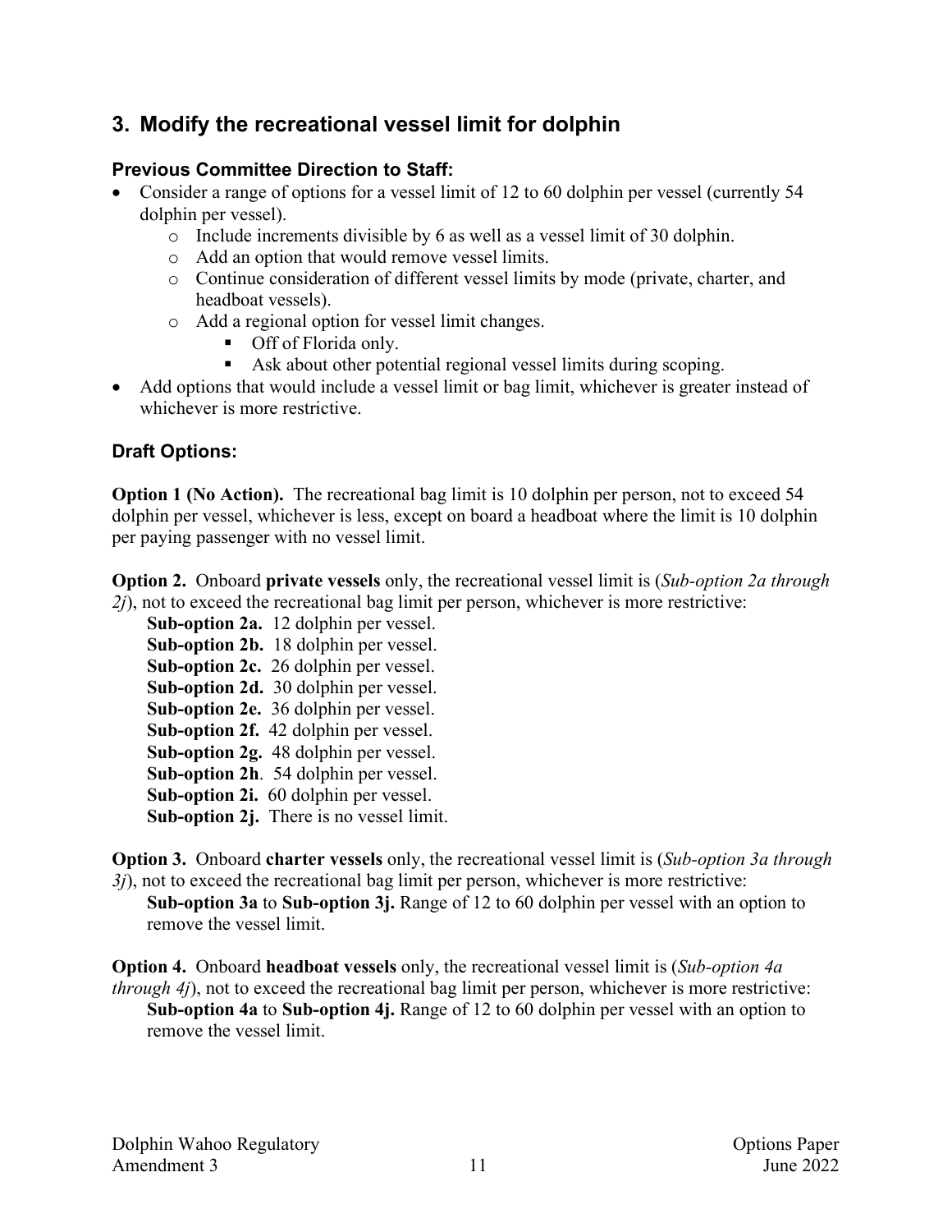## 3. Modify the recreational vessel limit for dolphin

### Previous Committee Direction to Staff:

- Consider a range of options for a vessel limit of 12 to 60 dolphin per vessel (currently 54 dolphin per vessel).
  - Include increments divisible by 6 as well as a vessel limit of 30 dolphin.
  - Add an option that would remove vessel limits.
  - Continue consideration of different vessel limits by mode (private, charter, and headboat vessels).
  - Add a regional option for vessel limit changes.
    - Off of Florida only.
    - Ask about other potential regional vessel limits during scoping.
- Add options that would include a vessel limit or bag limit, whichever is greater instead of whichever is more restrictive.

### Draft Options:

**Option 1 (No Action).** The recreational bag limit is 10 dolphin per person, not to exceed 54 dolphin per vessel, whichever is less, except on board a headboat where the limit is 10 dolphin per paying passenger with no vessel limit.

**Option 2.** Onboard **private vessels** only, the recreational vessel limit is (*Sub-option 2a through 2j*), not to exceed the recreational bag limit per person, whichever is more restrictive:

**Sub-option 2a.** 12 dolphin per vessel.
**Sub-option 2b.** 18 dolphin per vessel.
**Sub-option 2c.** 26 dolphin per vessel.
**Sub-option 2d.** 30 dolphin per vessel.
**Sub-option 2e.** 36 dolphin per vessel.
**Sub-option 2f.** 42 dolphin per vessel.
**Sub-option 2g.** 48 dolphin per vessel.
**Sub-option 2h**. 54 dolphin per vessel.
**Sub-option 2i.** 60 dolphin per vessel.
**Sub-option 2j.** There is no vessel limit.

**Option 3.** Onboard **charter vessels** only, the recreational vessel limit is (*Sub-option 3a through 3j*), not to exceed the recreational bag limit per person, whichever is more restrictive:

**Sub-option 3a** to **Sub-option 3j.** Range of 12 to 60 dolphin per vessel with an option to remove the vessel limit.

**Option 4.** Onboard **headboat vessels** only, the recreational vessel limit is (*Sub-option 4a through 4j*), not to exceed the recreational bag limit per person, whichever is more restrictive:

**Sub-option 4a** to **Sub-option 4j.** Range of 12 to 60 dolphin per vessel with an option to remove the vessel limit.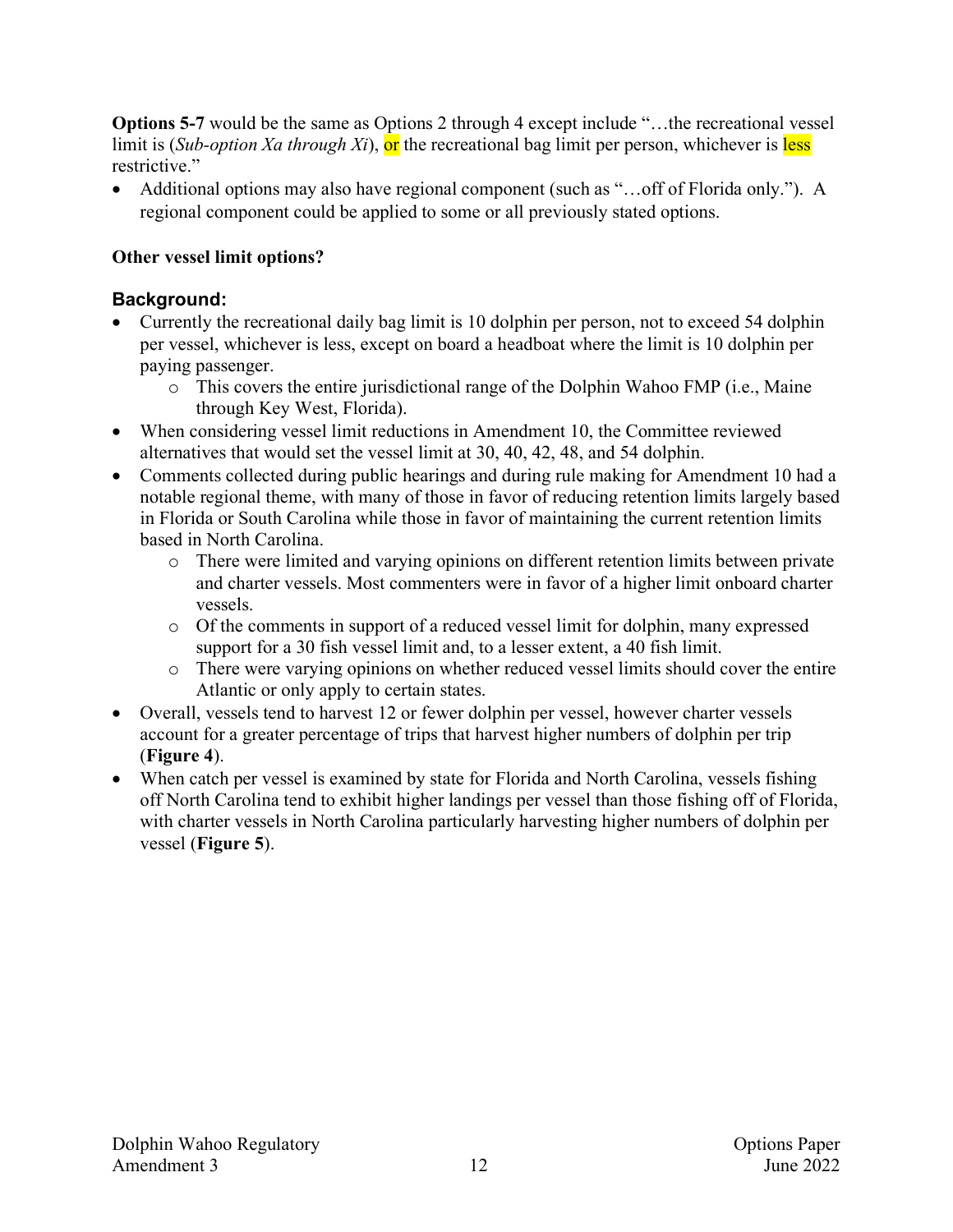**Options 5-7** would be the same as Options 2 through 4 except include "…the recreational vessel limit is (*Sub-option Xa through Xi*), or the recreational bag limit per person, whichever is less restrictive."

- Additional options may also have regional component (such as "…off of Florida only."). A regional component could be applied to some or all previously stated options.

**Other vessel limit options?**

## Background:

- Currently the recreational daily bag limit is 10 dolphin per person, not to exceed 54 dolphin per vessel, whichever is less, except on board a headboat where the limit is 10 dolphin per paying passenger.
  - This covers the entire jurisdictional range of the Dolphin Wahoo FMP (i.e., Maine through Key West, Florida).
- When considering vessel limit reductions in Amendment 10, the Committee reviewed alternatives that would set the vessel limit at 30, 40, 42, 48, and 54 dolphin.
- Comments collected during public hearings and during rule making for Amendment 10 had a notable regional theme, with many of those in favor of reducing retention limits largely based in Florida or South Carolina while those in favor of maintaining the current retention limits based in North Carolina.
  - There were limited and varying opinions on different retention limits between private and charter vessels. Most commenters were in favor of a higher limit onboard charter vessels.
  - Of the comments in support of a reduced vessel limit for dolphin, many expressed support for a 30 fish vessel limit and, to a lesser extent, a 40 fish limit.
  - There were varying opinions on whether reduced vessel limits should cover the entire Atlantic or only apply to certain states.
- Overall, vessels tend to harvest 12 or fewer dolphin per vessel, however charter vessels account for a greater percentage of trips that harvest higher numbers of dolphin per trip (**Figure 4**).
- When catch per vessel is examined by state for Florida and North Carolina, vessels fishing off North Carolina tend to exhibit higher landings per vessel than those fishing off of Florida, with charter vessels in North Carolina particularly harvesting higher numbers of dolphin per vessel (**Figure 5**).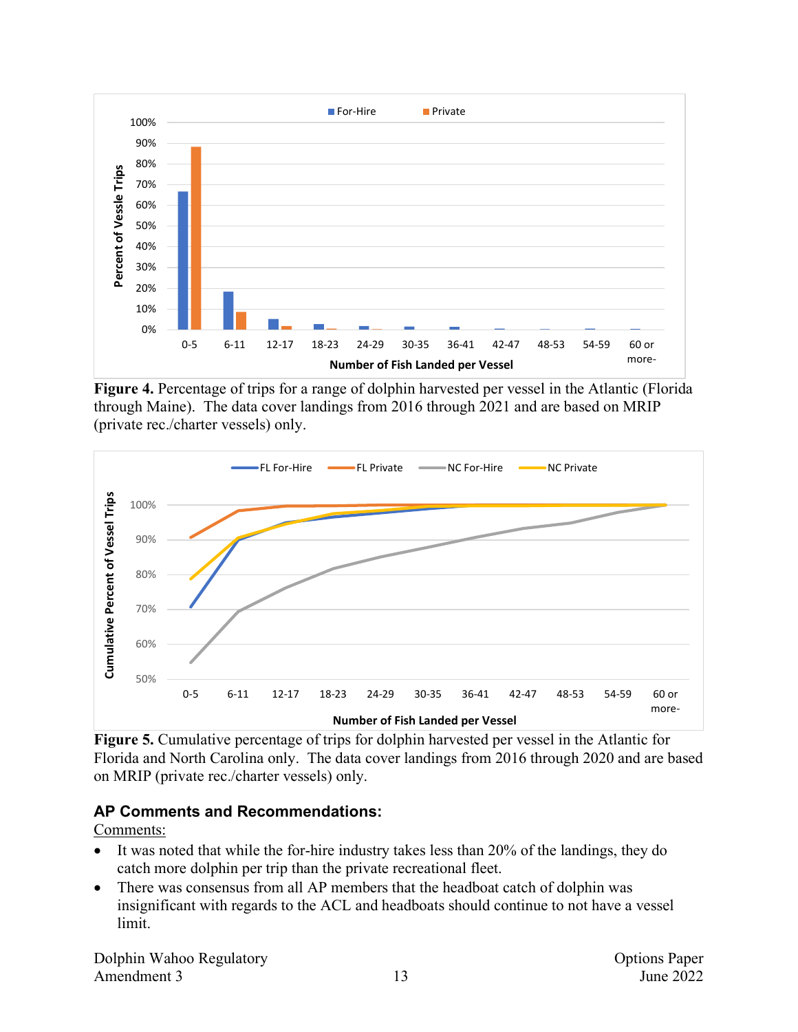**Figure 4.** Percentage of trips for a range of dolphin harvested per vessel in the Atlantic (Florida through Maine). The data cover landings from 2016 through 2021 and are based on MRIP (private rec./charter vessels) only.

**Figure 5.** Cumulative percentage of trips for dolphin harvested per vessel in the Atlantic for Florida and North Carolina only. The data cover landings from 2016 through 2020 and are based on MRIP (private rec./charter vessels) only.

### AP Comments and Recommendations:

Comments:

- It was noted that while the for-hire industry takes less than 20% of the landings, they do catch more dolphin per trip than the private recreational fleet.
- There was consensus from all AP members that the headboat catch of dolphin was insignificant with regards to the ACL and headboats should continue to not have a vessel limit.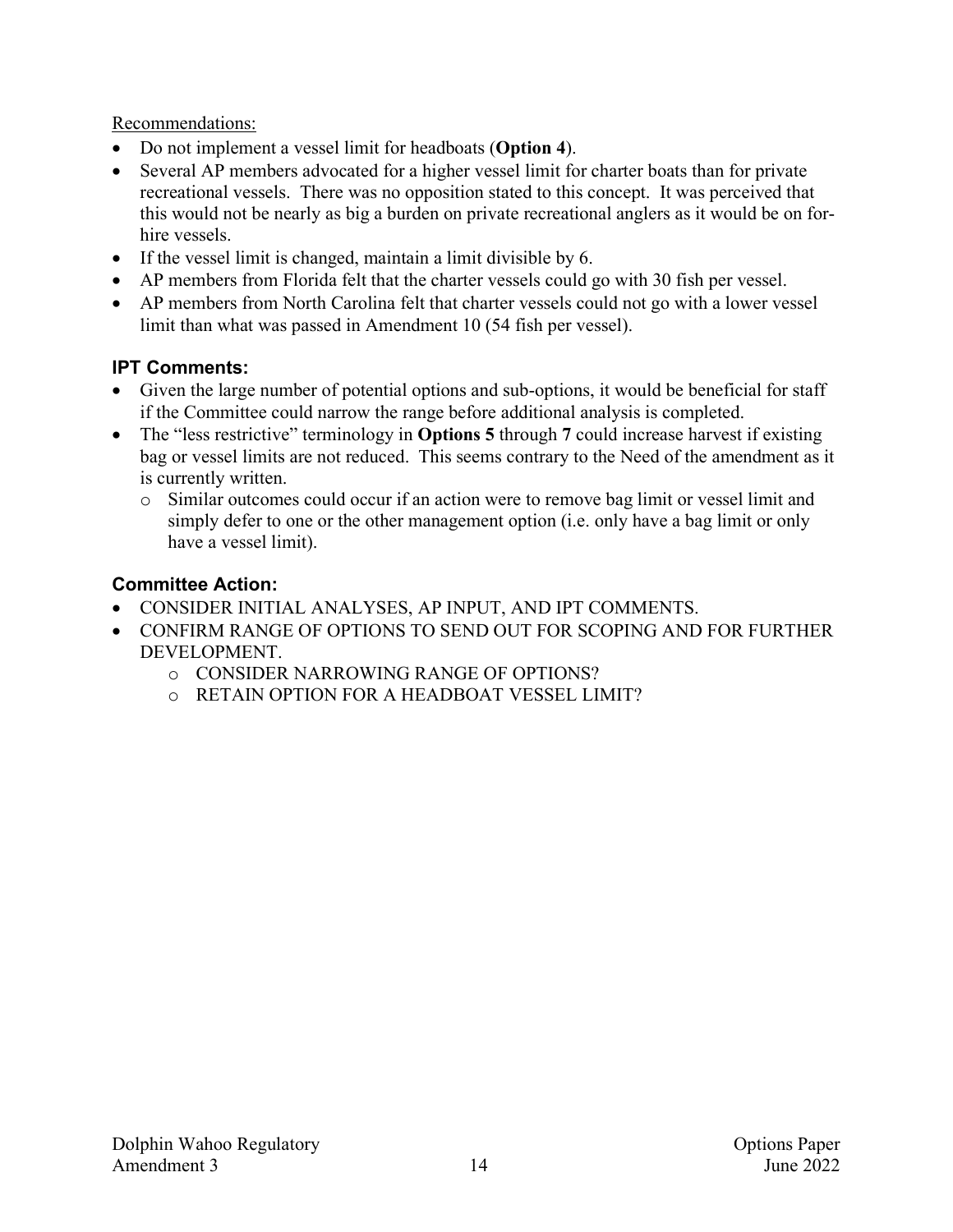Recommendations:

- Do not implement a vessel limit for headboats (**Option 4**).
- Several AP members advocated for a higher vessel limit for charter boats than for private recreational vessels. There was no opposition stated to this concept. It was perceived that this would not be nearly as big a burden on private recreational anglers as it would be on for-hire vessels.
- If the vessel limit is changed, maintain a limit divisible by 6.
- AP members from Florida felt that the charter vessels could go with 30 fish per vessel.
- AP members from North Carolina felt that charter vessels could not go with a lower vessel limit than what was passed in Amendment 10 (54 fish per vessel).

### IPT Comments:

- Given the large number of potential options and sub-options, it would be beneficial for staff if the Committee could narrow the range before additional analysis is completed.
- The "less restrictive" terminology in **Options 5** through **7** could increase harvest if existing bag or vessel limits are not reduced. This seems contrary to the Need of the amendment as it is currently written.
  - Similar outcomes could occur if an action were to remove bag limit or vessel limit and simply defer to one or the other management option (i.e. only have a bag limit or only have a vessel limit).

### Committee Action:

- CONSIDER INITIAL ANALYSES, AP INPUT, AND IPT COMMENTS.
- CONFIRM RANGE OF OPTIONS TO SEND OUT FOR SCOPING AND FOR FURTHER DEVELOPMENT.
  - CONSIDER NARROWING RANGE OF OPTIONS?
  - RETAIN OPTION FOR A HEADBOAT VESSEL LIMIT?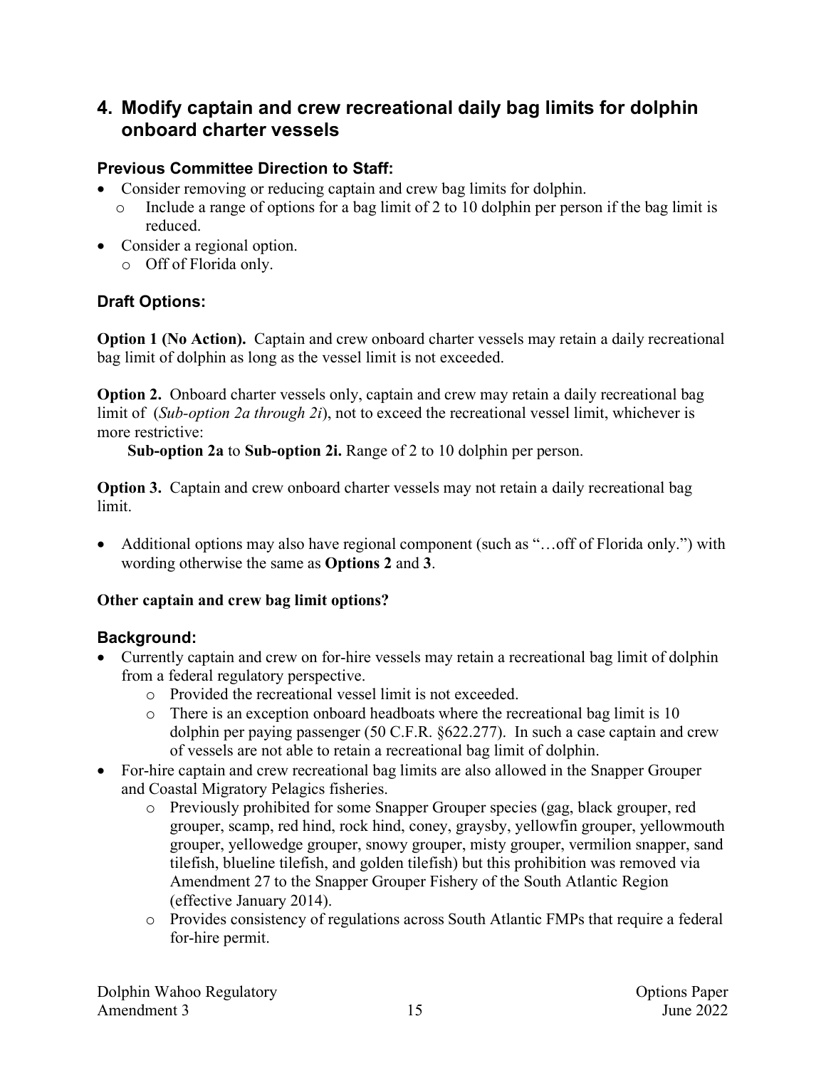## 4. Modify captain and crew recreational daily bag limits for dolphin onboard charter vessels

### Previous Committee Direction to Staff:

- Consider removing or reducing captain and crew bag limits for dolphin.
  - Include a range of options for a bag limit of 2 to 10 dolphin per person if the bag limit is reduced.
- Consider a regional option.
  - Off of Florida only.

### Draft Options:

**Option 1 (No Action).** Captain and crew onboard charter vessels may retain a daily recreational bag limit of dolphin as long as the vessel limit is not exceeded.

**Option 2.** Onboard charter vessels only, captain and crew may retain a daily recreational bag limit of (*Sub-option 2a through 2i*), not to exceed the recreational vessel limit, whichever is more restrictive:

**Sub-option 2a** to **Sub-option 2i.** Range of 2 to 10 dolphin per person.

**Option 3.** Captain and crew onboard charter vessels may not retain a daily recreational bag limit.

- Additional options may also have regional component (such as "…off of Florida only.") with wording otherwise the same as **Options 2** and **3**.

**Other captain and crew bag limit options?**

### Background:

- Currently captain and crew on for-hire vessels may retain a recreational bag limit of dolphin from a federal regulatory perspective.
  - Provided the recreational vessel limit is not exceeded.
  - There is an exception onboard headboats where the recreational bag limit is 10 dolphin per paying passenger (50 C.F.R. §622.277). In such a case captain and crew of vessels are not able to retain a recreational bag limit of dolphin.
- For-hire captain and crew recreational bag limits are also allowed in the Snapper Grouper and Coastal Migratory Pelagics fisheries.
  - Previously prohibited for some Snapper Grouper species (gag, black grouper, red grouper, scamp, red hind, rock hind, coney, graysby, yellowfin grouper, yellowmouth grouper, yellowedge grouper, snowy grouper, misty grouper, vermilion snapper, sand tilefish, blueline tilefish, and golden tilefish) but this prohibition was removed via Amendment 27 to the Snapper Grouper Fishery of the South Atlantic Region (effective January 2014).
  - Provides consistency of regulations across South Atlantic FMPs that require a federal for-hire permit.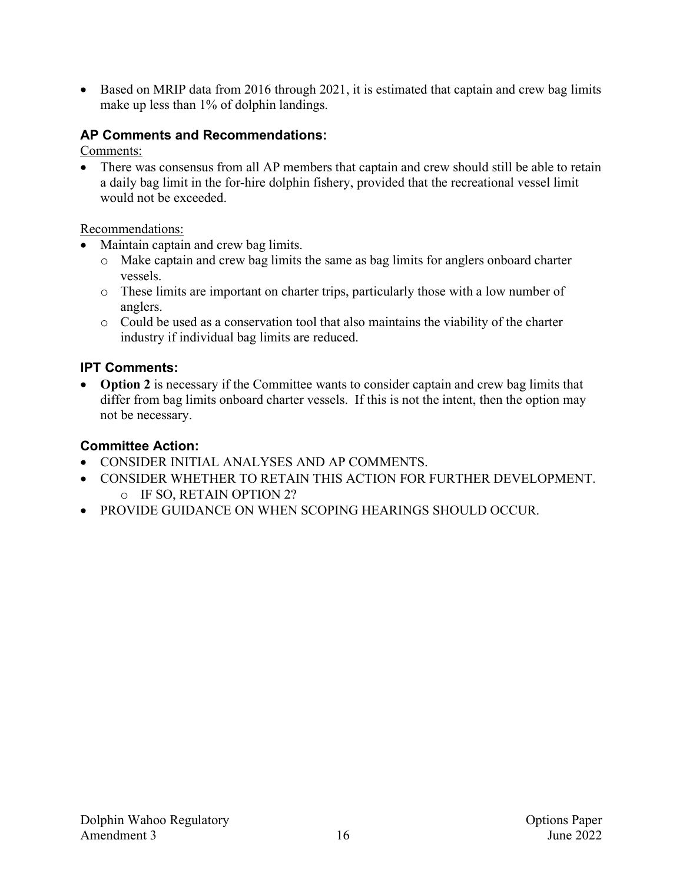- Based on MRIP data from 2016 through 2021, it is estimated that captain and crew bag limits make up less than 1% of dolphin landings.

### AP Comments and Recommendations:

Comments:

- There was consensus from all AP members that captain and crew should still be able to retain a daily bag limit in the for-hire dolphin fishery, provided that the recreational vessel limit would not be exceeded.

Recommendations:

- Maintain captain and crew bag limits.
  - Make captain and crew bag limits the same as bag limits for anglers onboard charter vessels.
  - These limits are important on charter trips, particularly those with a low number of anglers.
  - Could be used as a conservation tool that also maintains the viability of the charter industry if individual bag limits are reduced.

### IPT Comments:

- **Option 2** is necessary if the Committee wants to consider captain and crew bag limits that differ from bag limits onboard charter vessels. If this is not the intent, then the option may not be necessary.

### Committee Action:

- CONSIDER INITIAL ANALYSES AND AP COMMENTS.
- CONSIDER WHETHER TO RETAIN THIS ACTION FOR FURTHER DEVELOPMENT.
  - IF SO, RETAIN OPTION 2?
- PROVIDE GUIDANCE ON WHEN SCOPING HEARINGS SHOULD OCCUR.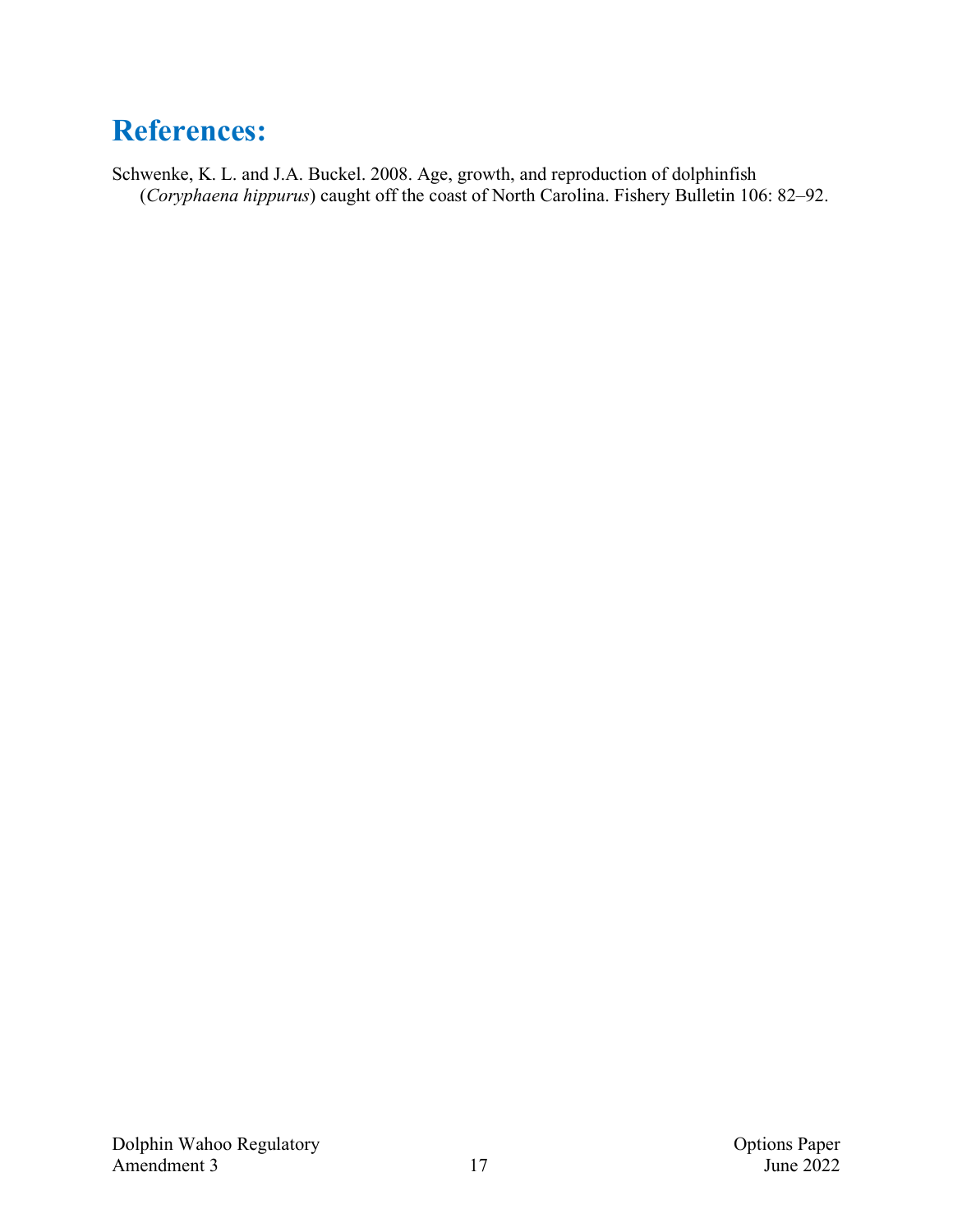# References:

Schwenke, K. L. and J.A. Buckel. 2008. Age, growth, and reproduction of dolphinfish (*Coryphaena hippurus*) caught off the coast of North Carolina. Fishery Bulletin 106: 82–92.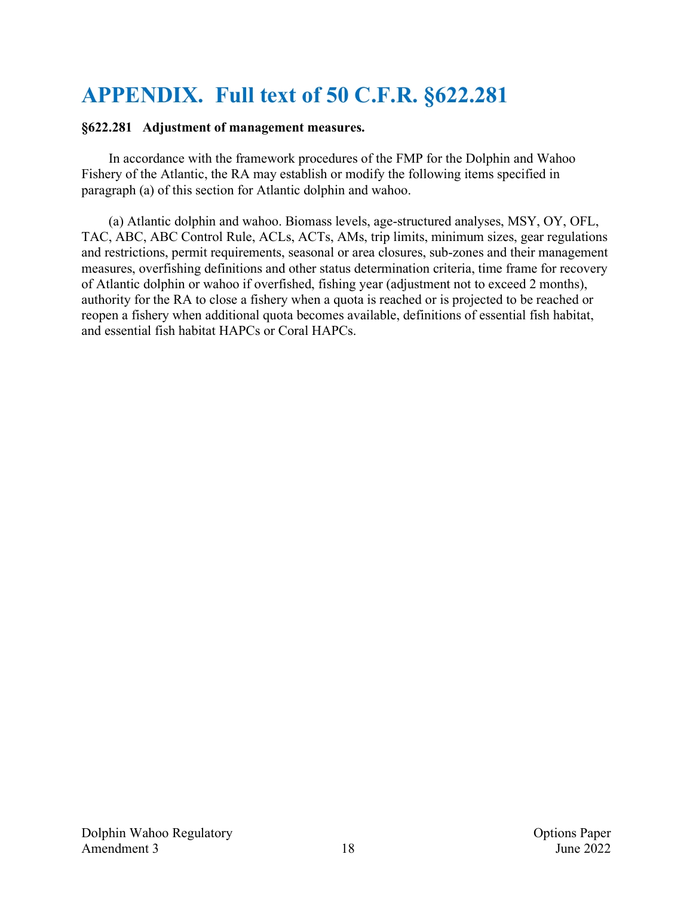# APPENDIX. Full text of 50 C.F.R. §622.281

**§622.281 Adjustment of management measures.**

In accordance with the framework procedures of the FMP for the Dolphin and Wahoo Fishery of the Atlantic, the RA may establish or modify the following items specified in paragraph (a) of this section for Atlantic dolphin and wahoo.

(a) Atlantic dolphin and wahoo. Biomass levels, age-structured analyses, MSY, OY, OFL, TAC, ABC, ABC Control Rule, ACLs, ACTs, AMs, trip limits, minimum sizes, gear regulations and restrictions, permit requirements, seasonal or area closures, sub-zones and their management measures, overfishing definitions and other status determination criteria, time frame for recovery of Atlantic dolphin or wahoo if overfished, fishing year (adjustment not to exceed 2 months), authority for the RA to close a fishery when a quota is reached or is projected to be reached or reopen a fishery when additional quota becomes available, definitions of essential fish habitat, and essential fish habitat HAPCs or Coral HAPCs.